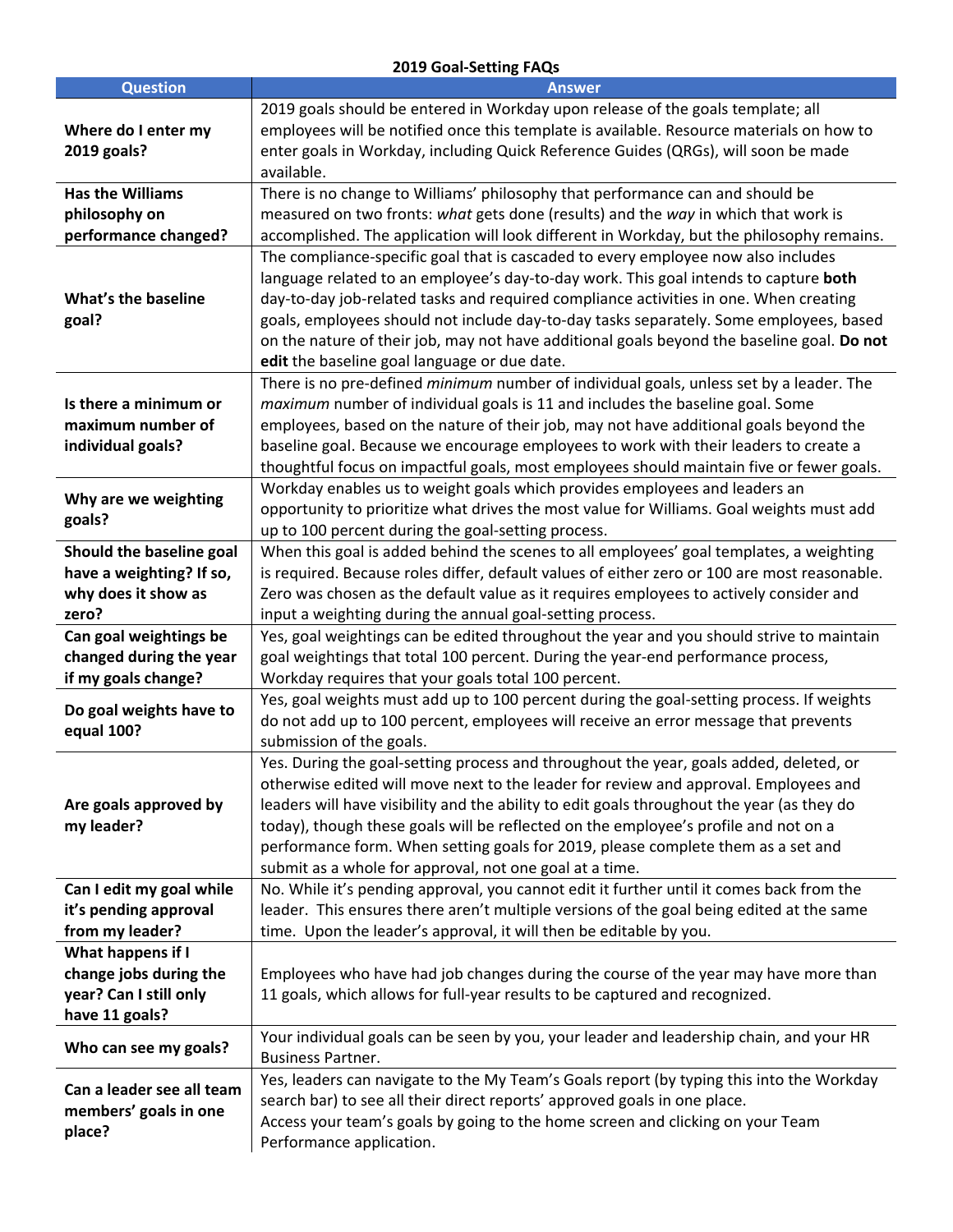**2019 Goal-Setting FAQs**

| Question | Answer |
| --- | --- |
| **Where do I enter my 2019 goals?** | 2019 goals should be entered in Workday upon release of the goals template; all employees will be notified once this template is available. Resource materials on how to enter goals in Workday, including Quick Reference Guides (QRGs), will soon be made available. |
| **Has the Williams philosophy on performance changed?** | There is no change to Williams' philosophy that performance can and should be measured on two fronts: *what* gets done (results) and the *way* in which that work is accomplished. The application will look different in Workday, but the philosophy remains. |
| **What's the baseline goal?** | The compliance-specific goal that is cascaded to every employee now also includes language related to an employee's day-to-day work. This goal intends to capture **both** day-to-day job-related tasks and required compliance activities in one. When creating goals, employees should not include day-to-day tasks separately. Some employees, based on the nature of their job, may not have additional goals beyond the baseline goal. **Do not edit** the baseline goal language or due date. |
| **Is there a minimum or maximum number of individual goals?** | There is no pre-defined *minimum* number of individual goals, unless set by a leader. The *maximum* number of individual goals is 11 and includes the baseline goal. Some employees, based on the nature of their job, may not have additional goals beyond the baseline goal. Because we encourage employees to work with their leaders to create a thoughtful focus on impactful goals, most employees should maintain five or fewer goals. |
| **Why are we weighting goals?** | Workday enables us to weight goals which provides employees and leaders an opportunity to prioritize what drives the most value for Williams. Goal weights must add up to 100 percent during the goal-setting process. |
| **Should the baseline goal have a weighting? If so, why does it show as zero?** | When this goal is added behind the scenes to all employees' goal templates, a weighting is required. Because roles differ, default values of either zero or 100 are most reasonable. Zero was chosen as the default value as it requires employees to actively consider and input a weighting during the annual goal-setting process. |
| **Can goal weightings be changed during the year if my goals change?** | Yes, goal weightings can be edited throughout the year and you should strive to maintain goal weightings that total 100 percent. During the year-end performance process, Workday requires that your goals total 100 percent. |
| **Do goal weights have to equal 100?** | Yes, goal weights must add up to 100 percent during the goal-setting process. If weights do not add up to 100 percent, employees will receive an error message that prevents submission of the goals. |
| **Are goals approved by my leader?** | Yes. During the goal-setting process and throughout the year, goals added, deleted, or otherwise edited will move next to the leader for review and approval. Employees and leaders will have visibility and the ability to edit goals throughout the year (as they do today), though these goals will be reflected on the employee's profile and not on a performance form. When setting goals for 2019, please complete them as a set and submit as a whole for approval, not one goal at a time. |
| **Can I edit my goal while it's pending approval from my leader?** | No. While it's pending approval, you cannot edit it further until it comes back from the leader. This ensures there aren't multiple versions of the goal being edited at the same time. Upon the leader's approval, it will then be editable by you. |
| **What happens if I change jobs during the year? Can I still only have 11 goals?** | Employees who have had job changes during the course of the year may have more than 11 goals, which allows for full-year results to be captured and recognized. |
| **Who can see my goals?** | Your individual goals can be seen by you, your leader and leadership chain, and your HR Business Partner. |
| **Can a leader see all team members' goals in one place?** | Yes, leaders can navigate to the My Team's Goals report (by typing this into the Workday search bar) to see all their direct reports' approved goals in one place.<br>Access your team's goals by going to the home screen and clicking on your Team Performance application. |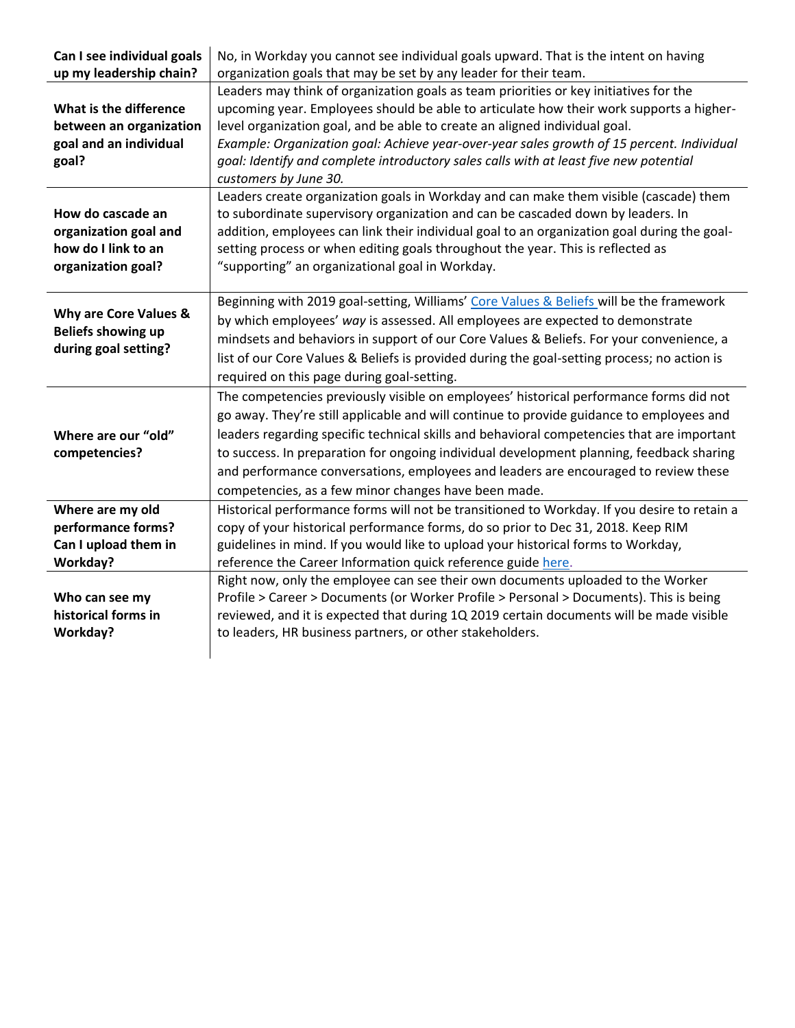| | |
|---|---|
| **Can I see individual goals up my leadership chain?** | No, in Workday you cannot see individual goals upward. That is the intent on having organization goals that may be set by any leader for their team. |
| **What is the difference between an organization goal and an individual goal?** | Leaders may think of organization goals as team priorities or key initiatives for the upcoming year. Employees should be able to articulate how their work supports a higher-level organization goal, and be able to create an aligned individual goal.<br>*Example: Organization goal: Achieve year-over-year sales growth of 15 percent. Individual goal: Identify and complete introductory sales calls with at least five new potential customers by June 30.* |
| **How do cascade an organization goal and how do I link to an organization goal?** | Leaders create organization goals in Workday and can make them visible (cascade) them to subordinate supervisory organization and can be cascaded down by leaders. In addition, employees can link their individual goal to an organization goal during the goal-setting process or when editing goals throughout the year. This is reflected as "supporting" an organizational goal in Workday. |
| **Why are Core Values & Beliefs showing up during goal setting?** | Beginning with 2019 goal-setting, Williams' Core Values & Beliefs will be the framework by which employees' *way* is assessed. All employees are expected to demonstrate mindsets and behaviors in support of our Core Values & Beliefs. For your convenience, a list of our Core Values & Beliefs is provided during the goal-setting process; no action is required on this page during goal-setting. |
| **Where are our "old" competencies?** | The competencies previously visible on employees' historical performance forms did not go away. They're still applicable and will continue to provide guidance to employees and leaders regarding specific technical skills and behavioral competencies that are important to success. In preparation for ongoing individual development planning, feedback sharing and performance conversations, employees and leaders are encouraged to review these competencies, as a few minor changes have been made. |
| **Where are my old performance forms? Can I upload them in Workday?** | Historical performance forms will not be transitioned to Workday. If you desire to retain a copy of your historical performance forms, do so prior to Dec 31, 2018. Keep RIM guidelines in mind. If you would like to upload your historical forms to Workday, reference the Career Information quick reference guide here. |
| **Who can see my historical forms in Workday?** | Right now, only the employee can see their own documents uploaded to the Worker Profile > Career > Documents (or Worker Profile > Personal > Documents). This is being reviewed, and it is expected that during 1Q 2019 certain documents will be made visible to leaders, HR business partners, or other stakeholders. |